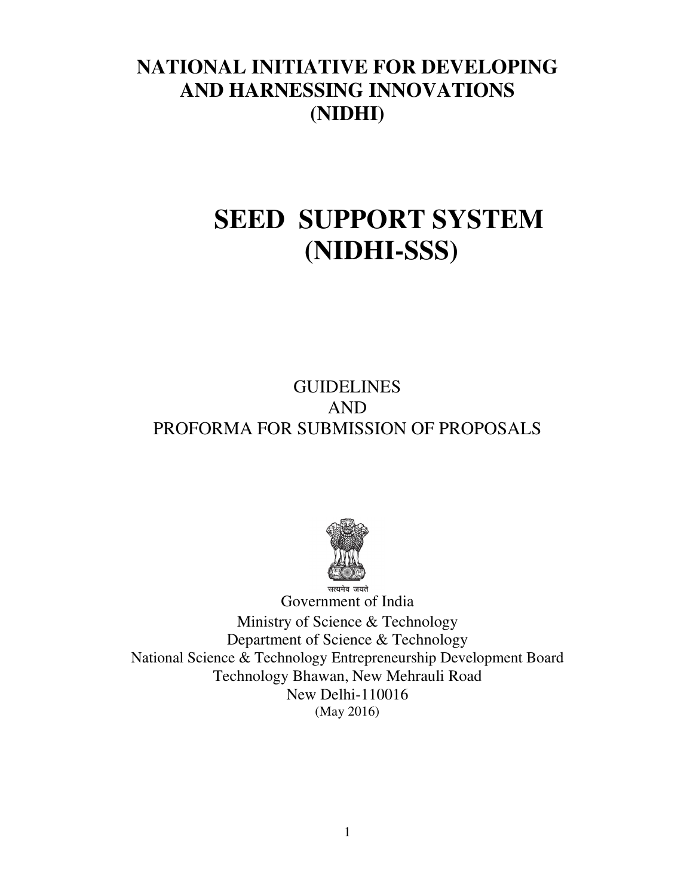# NATIONAL INITIATIVE FOR DEVELOPING AND HARNESSING INNOVATIONS (NIDHI)

# SEED SUPPORT SYSTEM (NIDHI-SSS)

GUIDELINES
AND
PROFORMA FOR SUBMISSION OF PROPOSALS

सत्यमेव जयते

Government of India
Ministry of Science & Technology
Department of Science & Technology
National Science & Technology Entrepreneurship Development Board
Technology Bhawan, New Mehrauli Road
New Delhi-110016
(May 2016)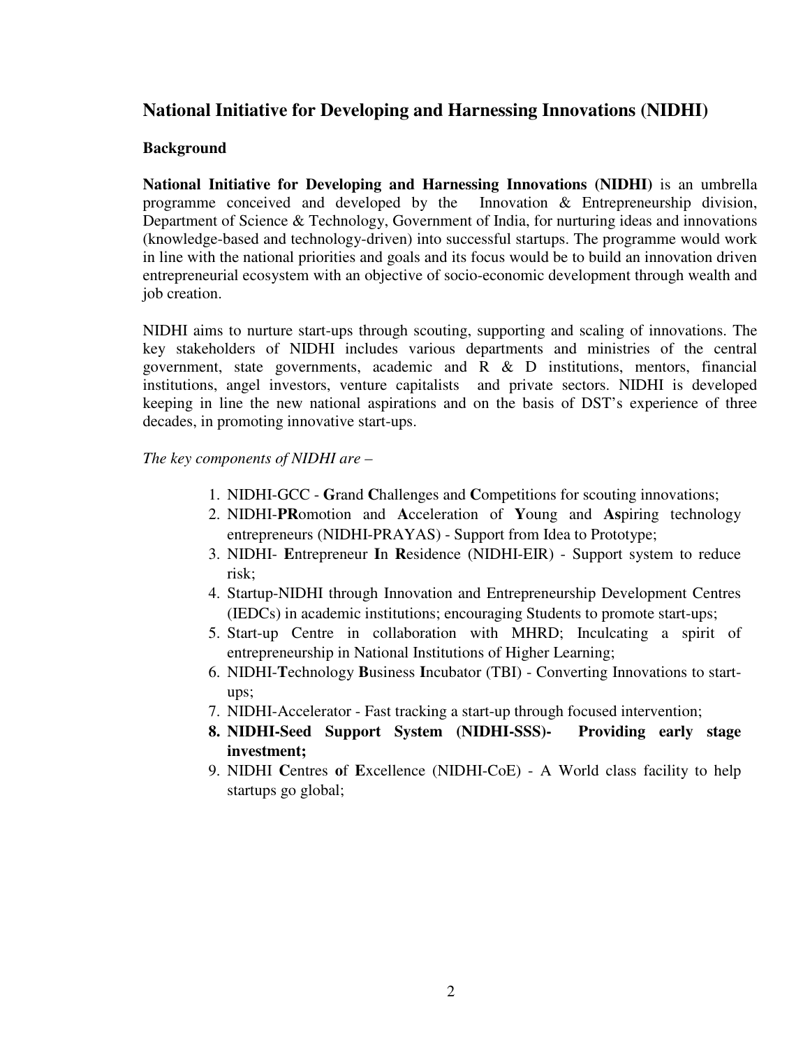## National Initiative for Developing and Harnessing Innovations (NIDHI)

### Background

**National Initiative for Developing and Harnessing Innovations (NIDHI)** is an umbrella programme conceived and developed by the Innovation & Entrepreneurship division, Department of Science & Technology, Government of India, for nurturing ideas and innovations (knowledge-based and technology-driven) into successful startups. The programme would work in line with the national priorities and goals and its focus would be to build an innovation driven entrepreneurial ecosystem with an objective of socio-economic development through wealth and job creation.

NIDHI aims to nurture start-ups through scouting, supporting and scaling of innovations. The key stakeholders of NIDHI includes various departments and ministries of the central government, state governments, academic and R & D institutions, mentors, financial institutions, angel investors, venture capitalists and private sectors. NIDHI is developed keeping in line the new national aspirations and on the basis of DST's experience of three decades, in promoting innovative start-ups.

*The key components of NIDHI are –*

1. NIDHI-GCC - **G**rand **C**hallenges and **C**ompetitions for scouting innovations;
2. NIDHI-**PR**omotion and **A**cceleration of **Y**oung and **As**piring technology entrepreneurs (NIDHI-PRAYAS) - Support from Idea to Prototype;
3. NIDHI- **E**ntrepreneur **I**n **R**esidence (NIDHI-EIR) - Support system to reduce risk;
4. Startup-NIDHI through Innovation and Entrepreneurship Development Centres (IEDCs) in academic institutions; encouraging Students to promote start-ups;
5. Start-up Centre in collaboration with MHRD; Inculcating a spirit of entrepreneurship in National Institutions of Higher Learning;
6. NIDHI-**T**echnology **B**usiness **I**ncubator (TBI) - Converting Innovations to start-ups;
7. NIDHI-Accelerator - Fast tracking a start-up through focused intervention;
8. **NIDHI-Seed Support System (NIDHI-SSS)- Providing early stage investment;**
9. NIDHI **C**entres **o**f **E**xcellence (NIDHI-CoE) - A World class facility to help startups go global;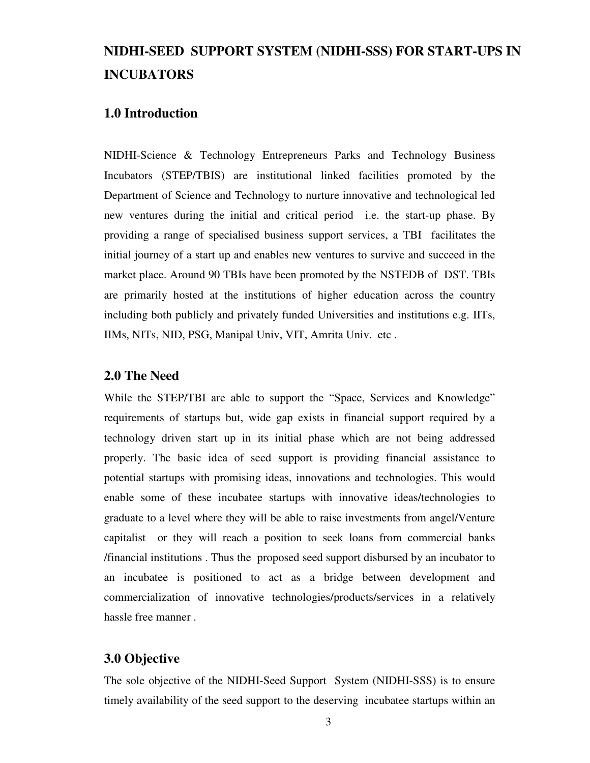# NIDHI-SEED SUPPORT SYSTEM (NIDHI-SSS) FOR START-UPS IN INCUBATORS

## 1.0 Introduction

NIDHI-Science & Technology Entrepreneurs Parks and Technology Business Incubators (STEP/TBIS) are institutional linked facilities promoted by the Department of Science and Technology to nurture innovative and technological led new ventures during the initial and critical period i.e. the start-up phase. By providing a range of specialised business support services, a TBI facilitates the initial journey of a start up and enables new ventures to survive and succeed in the market place. Around 90 TBIs have been promoted by the NSTEDB of DST. TBIs are primarily hosted at the institutions of higher education across the country including both publicly and privately funded Universities and institutions e.g. IITs, IIMs, NITs, NID, PSG, Manipal Univ, VIT, Amrita Univ. etc .

## 2.0 The Need

While the STEP/TBI are able to support the "Space, Services and Knowledge" requirements of startups but, wide gap exists in financial support required by a technology driven start up in its initial phase which are not being addressed properly. The basic idea of seed support is providing financial assistance to potential startups with promising ideas, innovations and technologies. This would enable some of these incubatee startups with innovative ideas/technologies to graduate to a level where they will be able to raise investments from angel/Venture capitalist or they will reach a position to seek loans from commercial banks /financial institutions . Thus the proposed seed support disbursed by an incubator to an incubatee is positioned to act as a bridge between development and commercialization of innovative technologies/products/services in a relatively hassle free manner .

## 3.0 Objective

The sole objective of the NIDHI-Seed Support System (NIDHI-SSS) is to ensure timely availability of the seed support to the deserving incubatee startups within an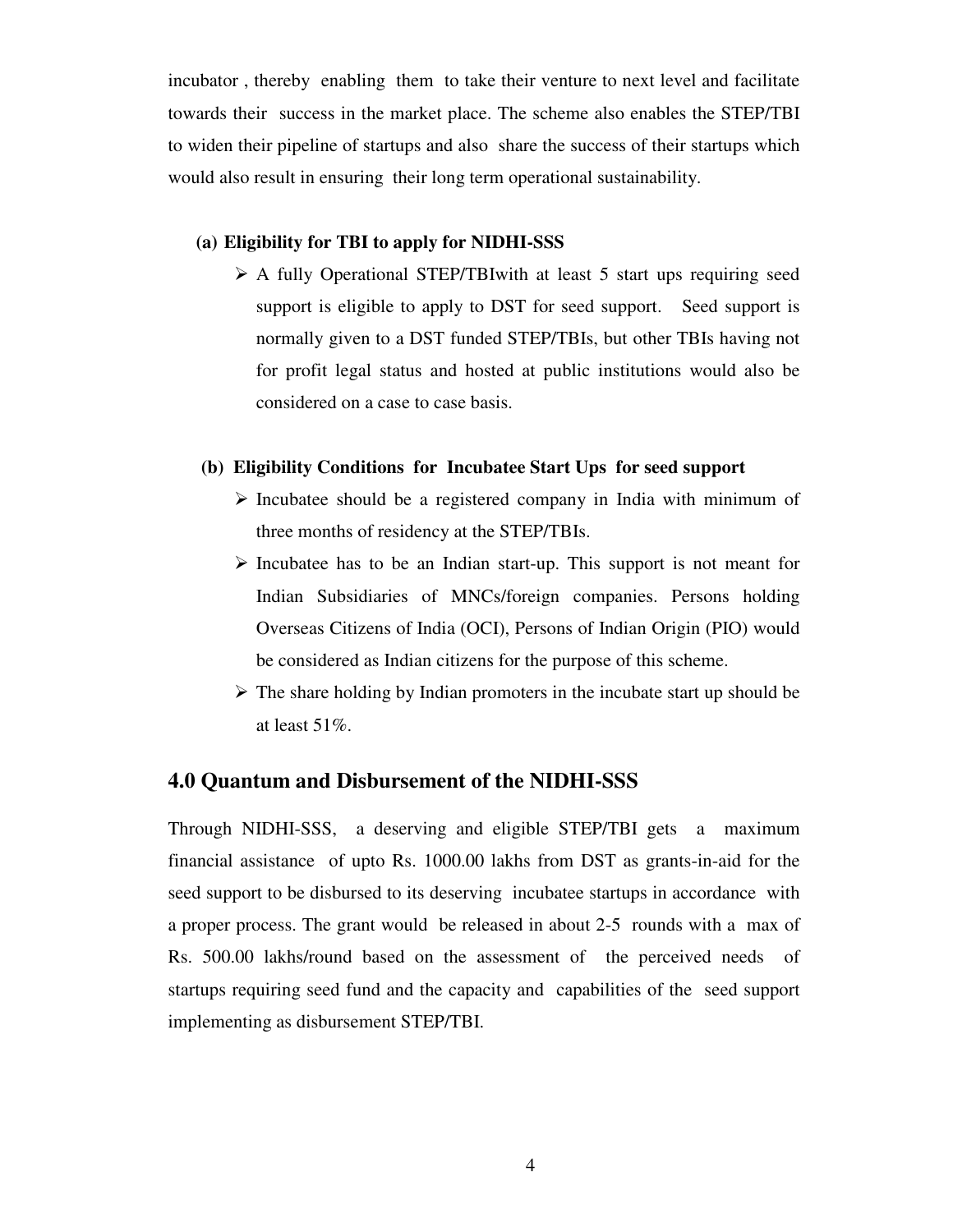incubator , thereby enabling them to take their venture to next level and facilitate towards their success in the market place. The scheme also enables the STEP/TBI to widen their pipeline of startups and also share the success of their startups which would also result in ensuring their long term operational sustainability.

**(a) Eligibility for TBI to apply for NIDHI-SSS**

- A fully Operational STEP/TBIwith at least 5 start ups requiring seed support is eligible to apply to DST for seed support. Seed support is normally given to a DST funded STEP/TBIs, but other TBIs having not for profit legal status and hosted at public institutions would also be considered on a case to case basis.

**(b) Eligibility Conditions for Incubatee Start Ups for seed support**

- Incubatee should be a registered company in India with minimum of three months of residency at the STEP/TBIs.
- Incubatee has to be an Indian start-up. This support is not meant for Indian Subsidiaries of MNCs/foreign companies. Persons holding Overseas Citizens of India (OCI), Persons of Indian Origin (PIO) would be considered as Indian citizens for the purpose of this scheme.
- The share holding by Indian promoters in the incubate start up should be at least 51%.

## 4.0 Quantum and Disbursement of the NIDHI-SSS

Through NIDHI-SSS, a deserving and eligible STEP/TBI gets a maximum financial assistance of upto Rs. 1000.00 lakhs from DST as grants-in-aid for the seed support to be disbursed to its deserving incubatee startups in accordance with a proper process. The grant would be released in about 2-5 rounds with a max of Rs. 500.00 lakhs/round based on the assessment of the perceived needs of startups requiring seed fund and the capacity and capabilities of the seed support implementing as disbursement STEP/TBI.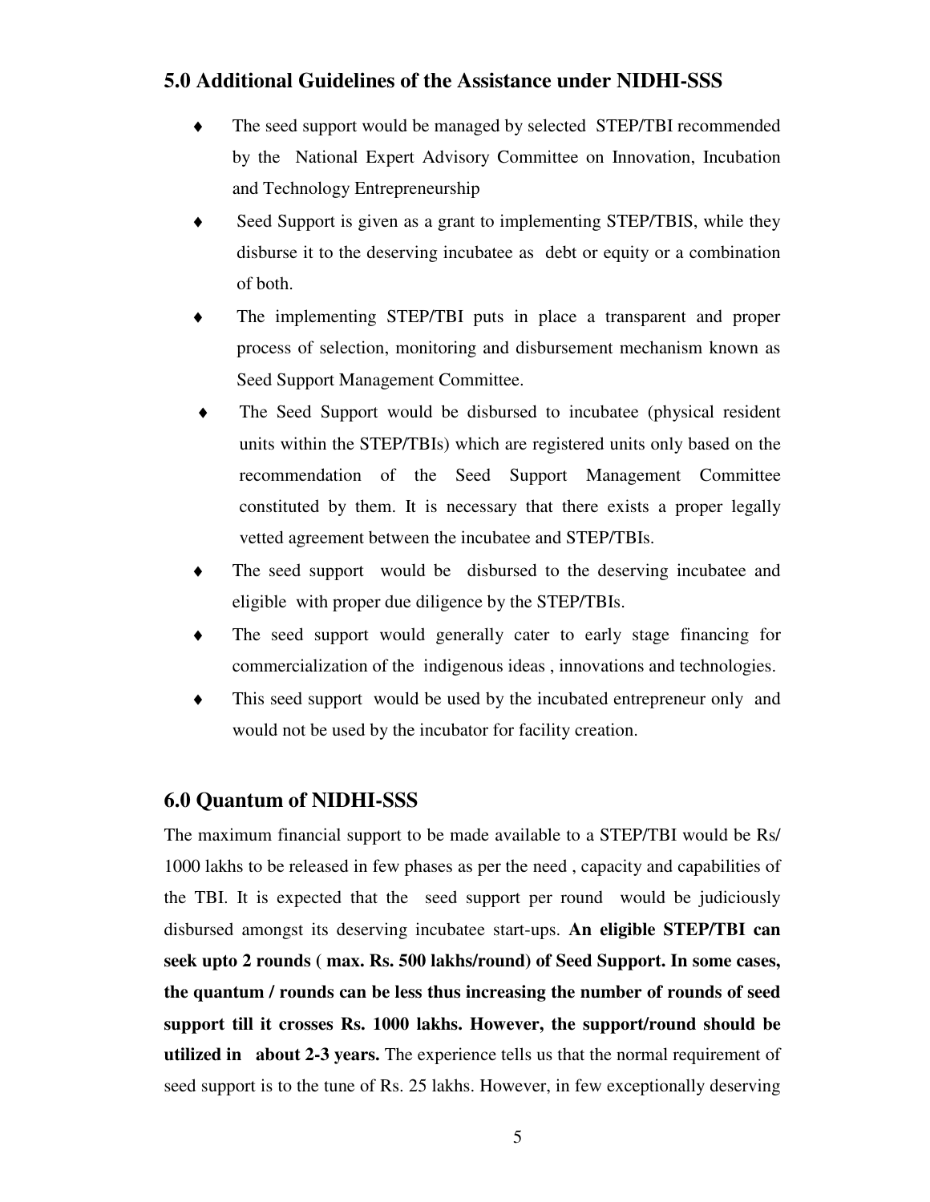## 5.0 Additional Guidelines of the Assistance under NIDHI-SSS

- The seed support would be managed by selected STEP/TBI recommended by the National Expert Advisory Committee on Innovation, Incubation and Technology Entrepreneurship
- Seed Support is given as a grant to implementing STEP/TBIS, while they disburse it to the deserving incubatee as debt or equity or a combination of both.
- The implementing STEP/TBI puts in place a transparent and proper process of selection, monitoring and disbursement mechanism known as Seed Support Management Committee.
- The Seed Support would be disbursed to incubatee (physical resident units within the STEP/TBIs) which are registered units only based on the recommendation of the Seed Support Management Committee constituted by them. It is necessary that there exists a proper legally vetted agreement between the incubatee and STEP/TBIs.
- The seed support would be disbursed to the deserving incubatee and eligible with proper due diligence by the STEP/TBIs.
- The seed support would generally cater to early stage financing for commercialization of the indigenous ideas , innovations and technologies.
- This seed support would be used by the incubated entrepreneur only and would not be used by the incubator for facility creation.

## 6.0 Quantum of NIDHI-SSS

The maximum financial support to be made available to a STEP/TBI would be Rs/ 1000 lakhs to be released in few phases as per the need , capacity and capabilities of the TBI. It is expected that the seed support per round would be judiciously disbursed amongst its deserving incubatee start-ups. **An eligible STEP/TBI can seek upto 2 rounds ( max. Rs. 500 lakhs/round) of Seed Support. In some cases, the quantum / rounds can be less thus increasing the number of rounds of seed support till it crosses Rs. 1000 lakhs. However, the support/round should be utilized in about 2-3 years.** The experience tells us that the normal requirement of seed support is to the tune of Rs. 25 lakhs. However, in few exceptionally deserving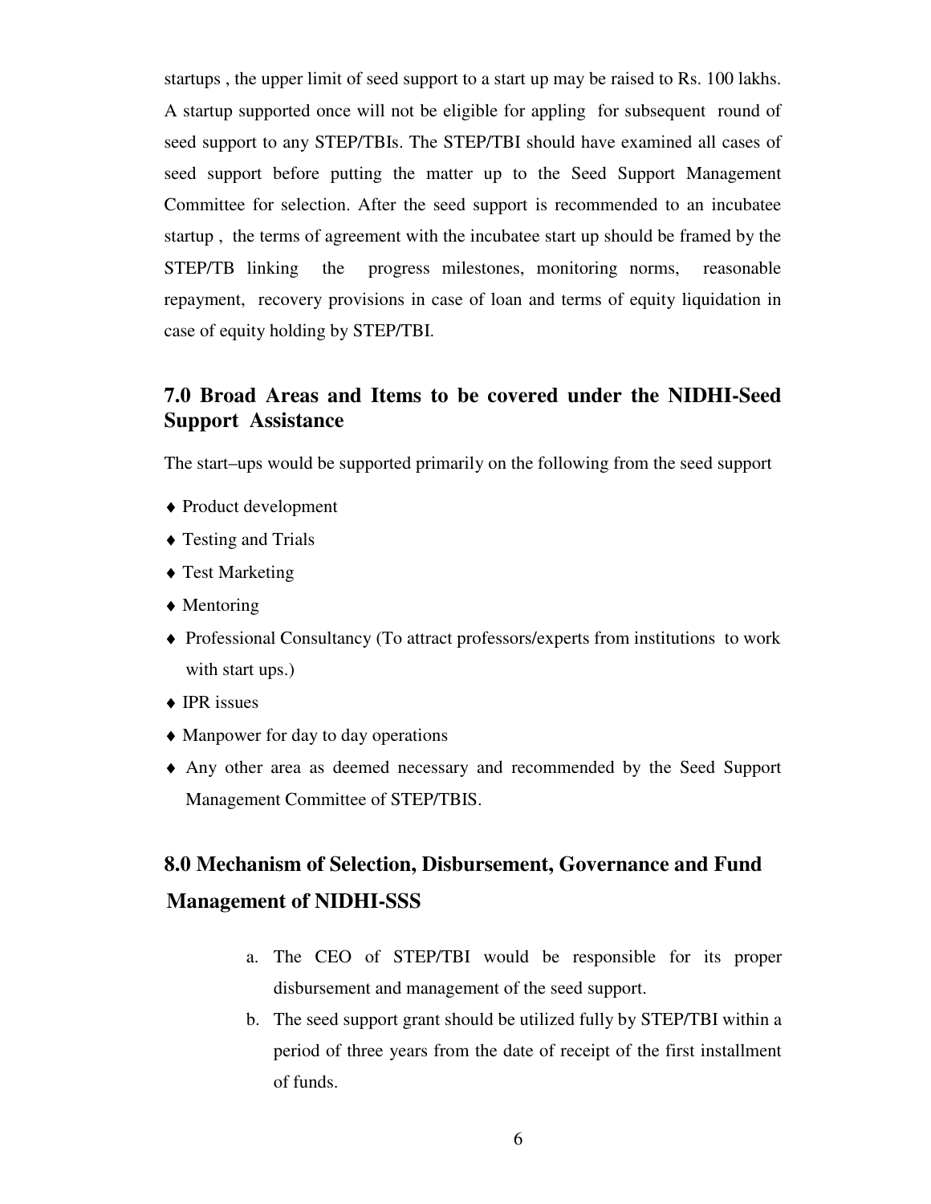startups , the upper limit of seed support to a start up may be raised to Rs. 100 lakhs. A startup supported once will not be eligible for appling for subsequent round of seed support to any STEP/TBIs. The STEP/TBI should have examined all cases of seed support before putting the matter up to the Seed Support Management Committee for selection. After the seed support is recommended to an incubatee startup , the terms of agreement with the incubatee start up should be framed by the STEP/TB linking the progress milestones, monitoring norms, reasonable repayment, recovery provisions in case of loan and terms of equity liquidation in case of equity holding by STEP/TBI.

## 7.0 Broad Areas and Items to be covered under the NIDHI-Seed Support Assistance

The start–ups would be supported primarily on the following from the seed support

- Product development
- Testing and Trials
- Test Marketing
- Mentoring
- Professional Consultancy (To attract professors/experts from institutions to work with start ups.)
- IPR issues
- Manpower for day to day operations
- Any other area as deemed necessary and recommended by the Seed Support Management Committee of STEP/TBIS.

## 8.0 Mechanism of Selection, Disbursement, Governance and Fund Management of NIDHI-SSS

a. The CEO of STEP/TBI would be responsible for its proper disbursement and management of the seed support.

b. The seed support grant should be utilized fully by STEP/TBI within a period of three years from the date of receipt of the first installment of funds.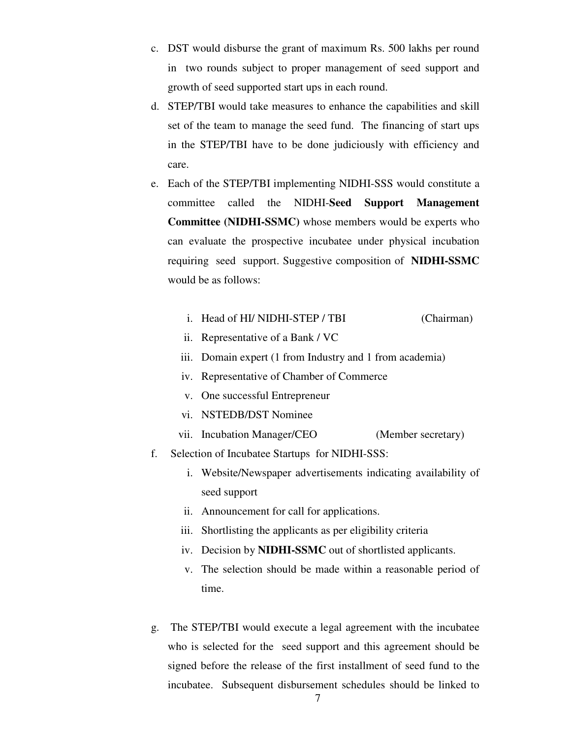c. DST would disburse the grant of maximum Rs. 500 lakhs per round in two rounds subject to proper management of seed support and growth of seed supported start ups in each round.

d. STEP/TBI would take measures to enhance the capabilities and skill set of the team to manage the seed fund. The financing of start ups in the STEP/TBI have to be done judiciously with efficiency and care.

e. Each of the STEP/TBI implementing NIDHI-SSS would constitute a committee called the NIDHI-**Seed Support Management Committee (NIDHI-SSMC)** whose members would be experts who can evaluate the prospective incubatee under physical incubation requiring seed support. Suggestive composition of **NIDHI-SSMC** would be as follows:

   i. Head of HI/ NIDHI-STEP / TBI (Chairman)
   ii. Representative of a Bank / VC
   iii. Domain expert (1 from Industry and 1 from academia)
   iv. Representative of Chamber of Commerce
   v. One successful Entrepreneur
   vi. NSTEDB/DST Nominee
   vii. Incubation Manager/CEO (Member secretary)

f. Selection of Incubatee Startups for NIDHI-SSS:

   i. Website/Newspaper advertisements indicating availability of seed support
   ii. Announcement for call for applications.
   iii. Shortlisting the applicants as per eligibility criteria
   iv. Decision by **NIDHI-SSMC** out of shortlisted applicants.
   v. The selection should be made within a reasonable period of time.

g. The STEP/TBI would execute a legal agreement with the incubatee who is selected for the seed support and this agreement should be signed before the release of the first installment of seed fund to the incubatee. Subsequent disbursement schedules should be linked to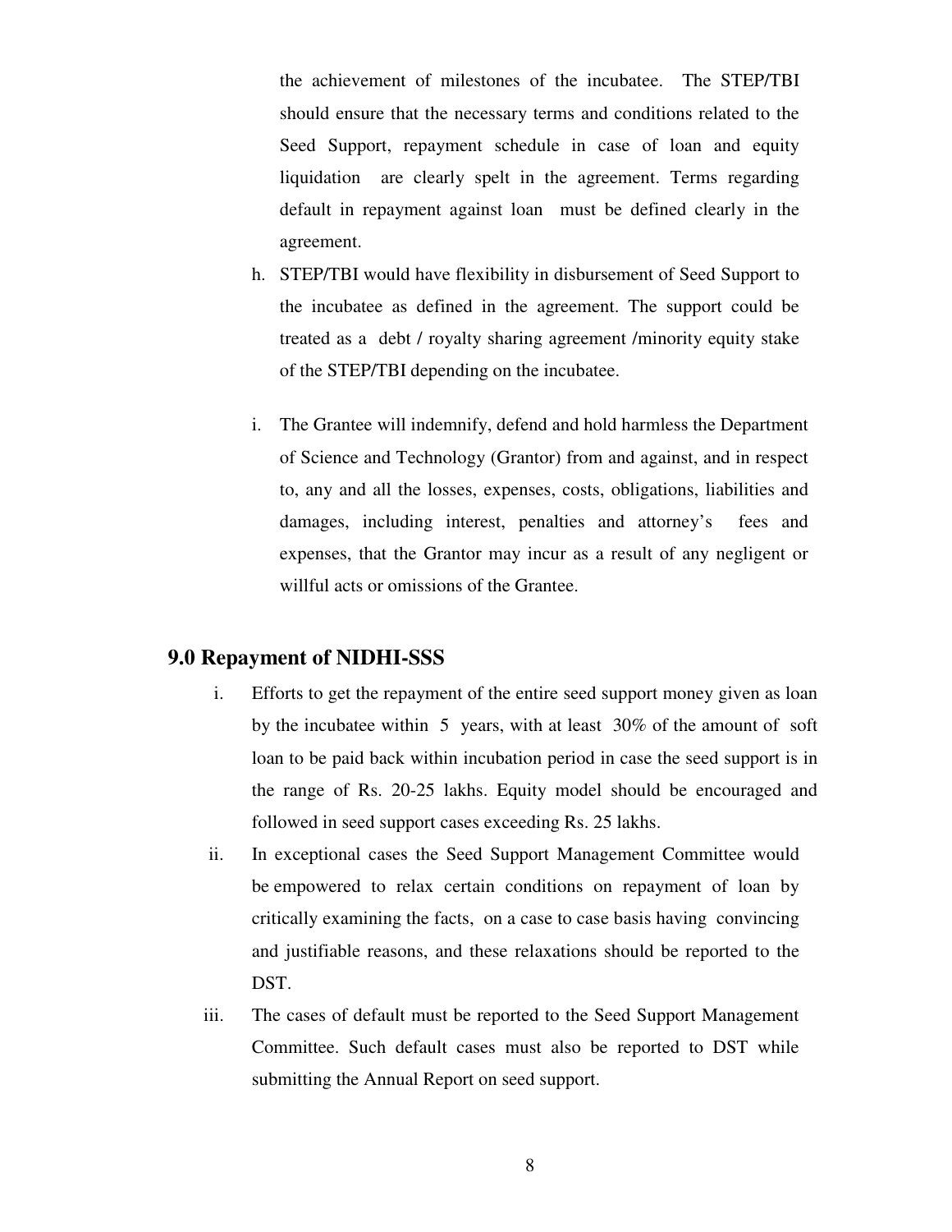the achievement of milestones of the incubatee. The STEP/TBI should ensure that the necessary terms and conditions related to the Seed Support, repayment schedule in case of loan and equity liquidation are clearly spelt in the agreement. Terms regarding default in repayment against loan must be defined clearly in the agreement.

h. STEP/TBI would have flexibility in disbursement of Seed Support to the incubatee as defined in the agreement. The support could be treated as a debt / royalty sharing agreement /minority equity stake of the STEP/TBI depending on the incubatee.

i. The Grantee will indemnify, defend and hold harmless the Department of Science and Technology (Grantor) from and against, and in respect to, any and all the losses, expenses, costs, obligations, liabilities and damages, including interest, penalties and attorney's fees and expenses, that the Grantor may incur as a result of any negligent or willful acts or omissions of the Grantee.

## 9.0 Repayment of NIDHI-SSS

i. Efforts to get the repayment of the entire seed support money given as loan by the incubatee within 5 years, with at least 30% of the amount of soft loan to be paid back within incubation period in case the seed support is in the range of Rs. 20-25 lakhs. Equity model should be encouraged and followed in seed support cases exceeding Rs. 25 lakhs.

ii. In exceptional cases the Seed Support Management Committee would be empowered to relax certain conditions on repayment of loan by critically examining the facts, on a case to case basis having convincing and justifiable reasons, and these relaxations should be reported to the DST.

iii. The cases of default must be reported to the Seed Support Management Committee. Such default cases must also be reported to DST while submitting the Annual Report on seed support.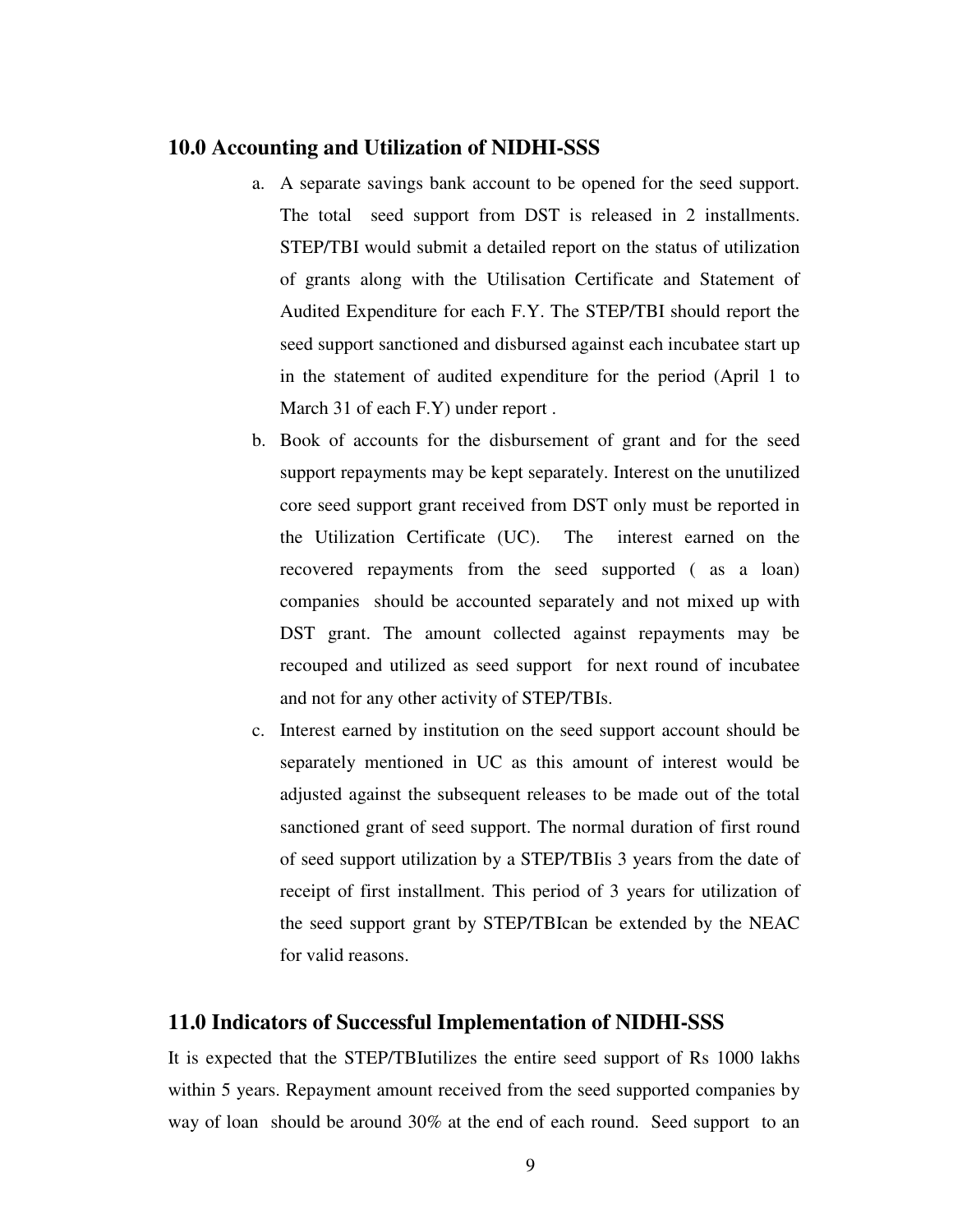## 10.0 Accounting and Utilization of NIDHI-SSS

a. A separate savings bank account to be opened for the seed support. The total seed support from DST is released in 2 installments. STEP/TBI would submit a detailed report on the status of utilization of grants along with the Utilisation Certificate and Statement of Audited Expenditure for each F.Y. The STEP/TBI should report the seed support sanctioned and disbursed against each incubatee start up in the statement of audited expenditure for the period (April 1 to March 31 of each F.Y) under report .

b. Book of accounts for the disbursement of grant and for the seed support repayments may be kept separately. Interest on the unutilized core seed support grant received from DST only must be reported in the Utilization Certificate (UC). The interest earned on the recovered repayments from the seed supported ( as a loan) companies should be accounted separately and not mixed up with DST grant. The amount collected against repayments may be recouped and utilized as seed support for next round of incubatee and not for any other activity of STEP/TBIs.

c. Interest earned by institution on the seed support account should be separately mentioned in UC as this amount of interest would be adjusted against the subsequent releases to be made out of the total sanctioned grant of seed support. The normal duration of first round of seed support utilization by a STEP/TBIis 3 years from the date of receipt of first installment. This period of 3 years for utilization of the seed support grant by STEP/TBIcan be extended by the NEAC for valid reasons.

## 11.0 Indicators of Successful Implementation of NIDHI-SSS

It is expected that the STEP/TBIutilizes the entire seed support of Rs 1000 lakhs within 5 years. Repayment amount received from the seed supported companies by way of loan should be around 30% at the end of each round. Seed support to an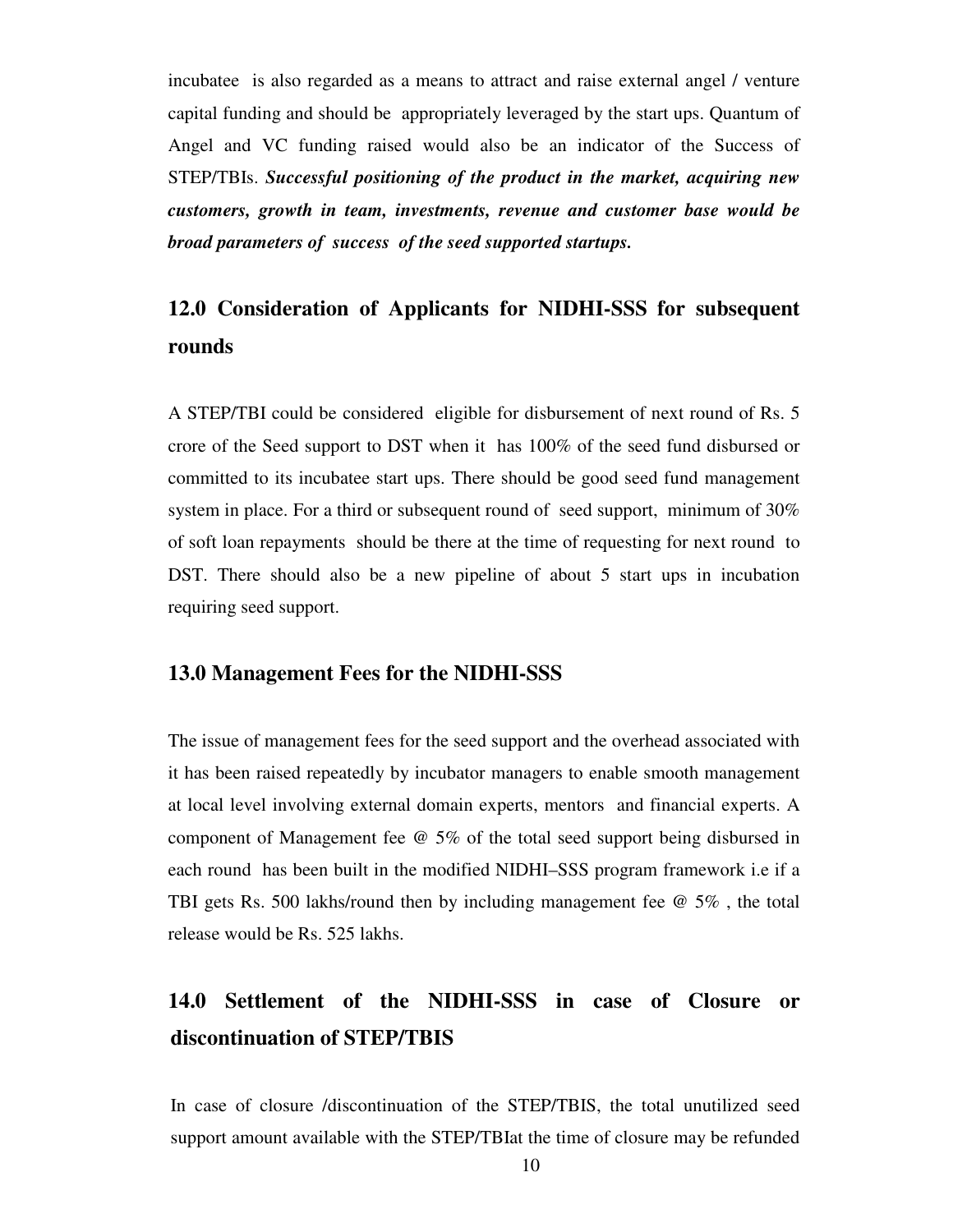incubatee is also regarded as a means to attract and raise external angel / venture capital funding and should be appropriately leveraged by the start ups. Quantum of Angel and VC funding raised would also be an indicator of the Success of STEP/TBIs. ***Successful positioning of the product in the market, acquiring new customers, growth in team, investments, revenue and customer base would be broad parameters of success of the seed supported startups.***

## 12.0 Consideration of Applicants for NIDHI-SSS for subsequent rounds

A STEP/TBI could be considered eligible for disbursement of next round of Rs. 5 crore of the Seed support to DST when it has 100% of the seed fund disbursed or committed to its incubatee start ups. There should be good seed fund management system in place. For a third or subsequent round of seed support, minimum of 30% of soft loan repayments should be there at the time of requesting for next round to DST. There should also be a new pipeline of about 5 start ups in incubation requiring seed support.

### 13.0 Management Fees for the NIDHI-SSS

The issue of management fees for the seed support and the overhead associated with it has been raised repeatedly by incubator managers to enable smooth management at local level involving external domain experts, mentors and financial experts. A component of Management fee @ 5% of the total seed support being disbursed in each round has been built in the modified NIDHI–SSS program framework i.e if a TBI gets Rs. 500 lakhs/round then by including management fee @ 5% , the total release would be Rs. 525 lakhs.

## 14.0 Settlement of the NIDHI-SSS in case of Closure or discontinuation of STEP/TBIS

In case of closure /discontinuation of the STEP/TBIS, the total unutilized seed support amount available with the STEP/TBIat the time of closure may be refunded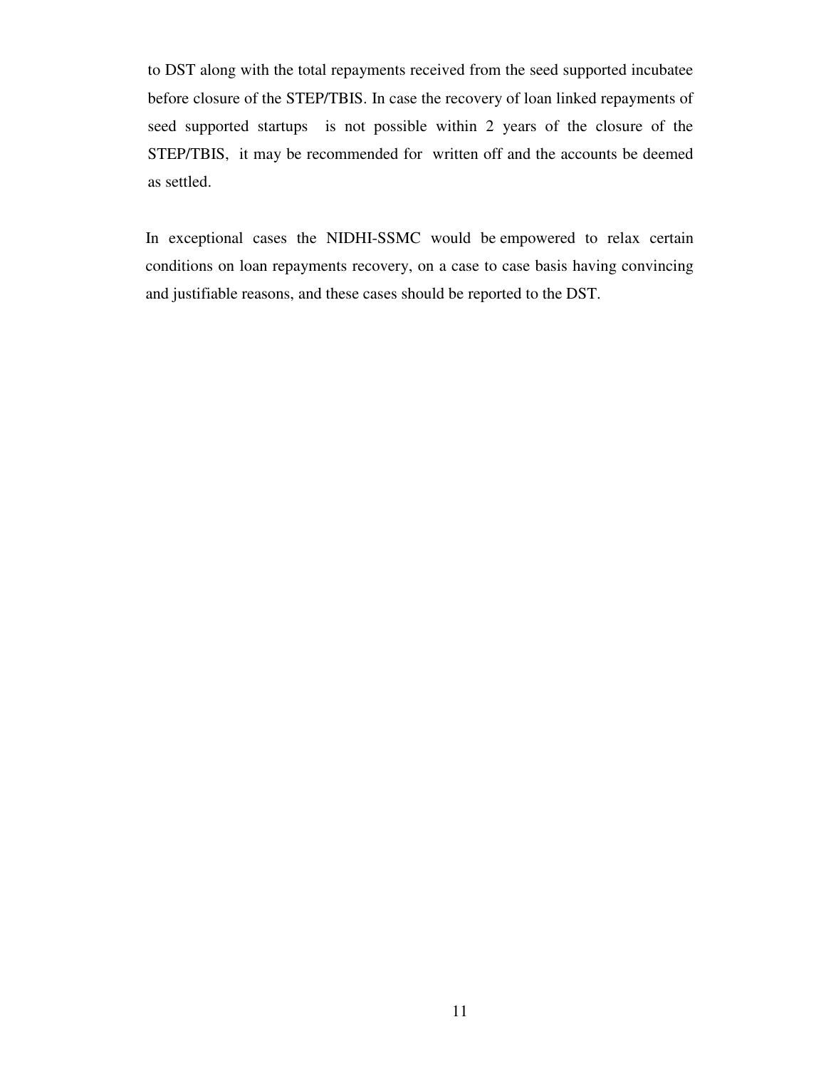to DST along with the total repayments received from the seed supported incubatee before closure of the STEP/TBIS. In case the recovery of loan linked repayments of seed supported startups is not possible within 2 years of the closure of the STEP/TBIS, it may be recommended for written off and the accounts be deemed as settled.

In exceptional cases the NIDHI-SSMC would be empowered to relax certain conditions on loan repayments recovery, on a case to case basis having convincing and justifiable reasons, and these cases should be reported to the DST.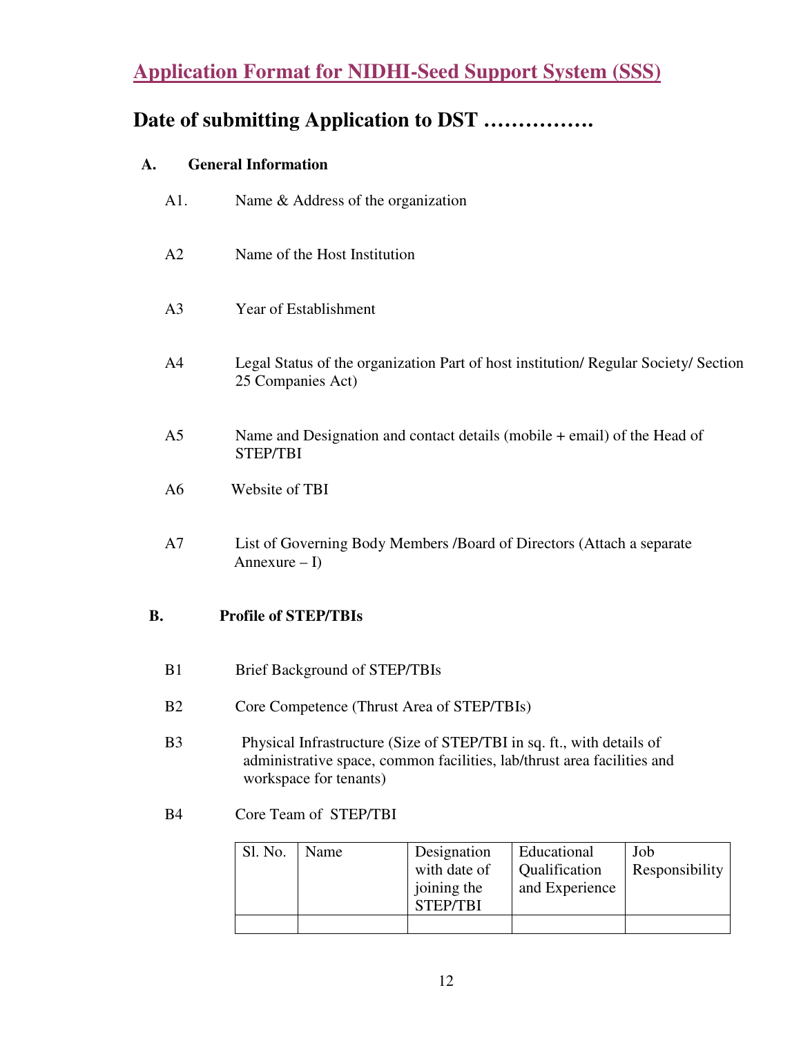# Application Format for NIDHI-Seed Support System (SSS)

## Date of submitting Application to DST …………….

**A. General Information**

A1. Name & Address of the organization

A2 Name of the Host Institution

A3 Year of Establishment

A4 Legal Status of the organization Part of host institution/ Regular Society/ Section 25 Companies Act)

A5 Name and Designation and contact details (mobile + email) of the Head of STEP/TBI

A6 Website of TBI

A7 List of Governing Body Members /Board of Directors (Attach a separate Annexure – I)

**B. Profile of STEP/TBIs**

B1 Brief Background of STEP/TBIs

B2 Core Competence (Thrust Area of STEP/TBIs)

B3 Physical Infrastructure (Size of STEP/TBI in sq. ft., with details of administrative space, common facilities, lab/thrust area facilities and workspace for tenants)

B4 Core Team of STEP/TBI

| Sl. No. | Name | Designation with date of joining the STEP/TBI | Educational Qualification and Experience | Job Responsibility |
|---|---|---|---|---|
| | | | | |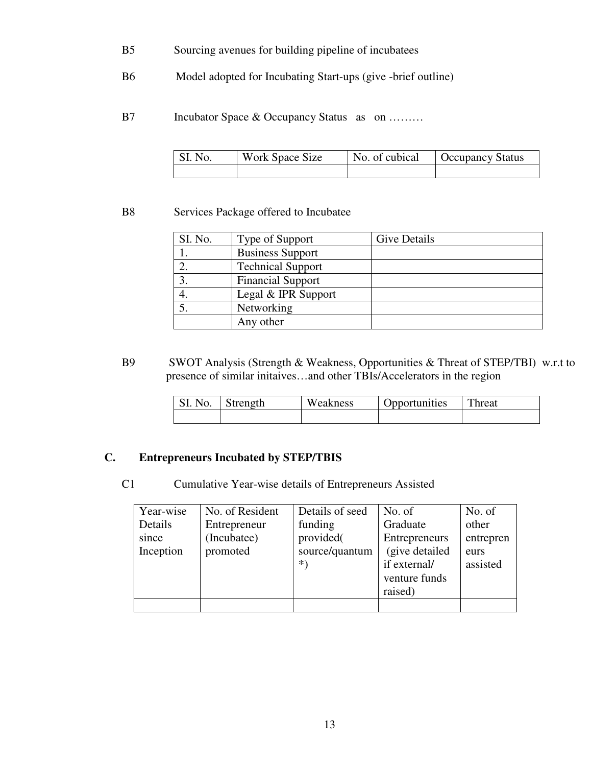B5 Sourcing avenues for building pipeline of incubatees

B6 Model adopted for Incubating Start-ups (give -brief outline)

B7 Incubator Space & Occupancy Status as on ………

| SI. No. | Work Space Size | No. of cubical | Occupancy Status |
|---|---|---|---|
| | | | |

B8 Services Package offered to Incubatee

| SI. No. | Type of Support | Give Details |
|---|---|---|
| 1. | Business Support | |
| 2. | Technical Support | |
| 3. | Financial Support | |
| 4. | Legal & IPR Support | |
| 5. | Networking | |
| | Any other | |

B9 SWOT Analysis (Strength & Weakness, Opportunities & Threat of STEP/TBI) w.r.t to presence of similar initaives…and other TBIs/Accelerators in the region

| SI. No. | Strength | Weakness | Opportunities | Threat |
|---|---|---|---|---|
| | | | | |

## C. Entrepreneurs Incubated by STEP/TBIS

C1 Cumulative Year-wise details of Entrepreneurs Assisted

| Year-wise Details since Inception | No. of Resident Entrepreneur (Incubatee) promoted | Details of seed funding provided( source/quantum *) | No. of Graduate Entrepreneurs (give detailed if external/ venture funds raised) | No. of other entrepreneurs assisted |
|---|---|---|---|---|
| | | | | |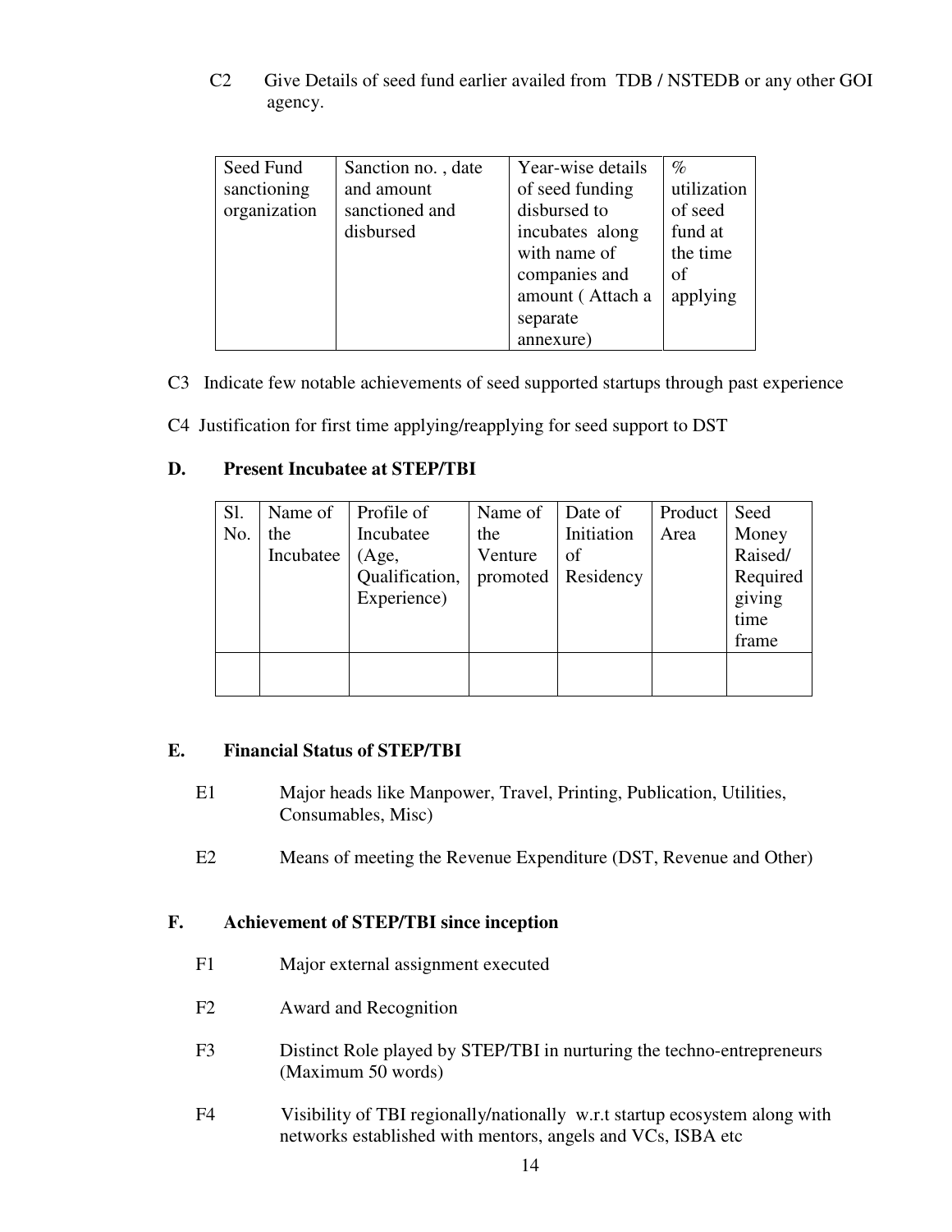C2 Give Details of seed fund earlier availed from TDB / NSTEDB or any other GOI agency.

| Seed Fund sanctioning organization | Sanction no. , date and amount sanctioned and disbursed | Year-wise details of seed funding disbursed to incubates along with name of companies and amount ( Attach a separate annexure) | % utilization of seed fund at the time of applying |
|---|---|---|---|

C3 Indicate few notable achievements of seed supported startups through past experience

C4 Justification for first time applying/reapplying for seed support to DST

## D. Present Incubatee at STEP/TBI

| Sl. No. | Name of the Incubatee | Profile of Incubatee (Age, Qualification, Experience) | Name of the Venture promoted | Date of Initiation of Residency | Product Area | Seed Money Raised/ Required giving time frame |
|---|---|---|---|---|---|---|
| | | | | | | |

## E. Financial Status of STEP/TBI

E1 Major heads like Manpower, Travel, Printing, Publication, Utilities, Consumables, Misc)

E2 Means of meeting the Revenue Expenditure (DST, Revenue and Other)

## F. Achievement of STEP/TBI since inception

F1 Major external assignment executed

F2 Award and Recognition

F3 Distinct Role played by STEP/TBI in nurturing the techno-entrepreneurs (Maximum 50 words)

F4 Visibility of TBI regionally/nationally w.r.t startup ecosystem along with networks established with mentors, angels and VCs, ISBA etc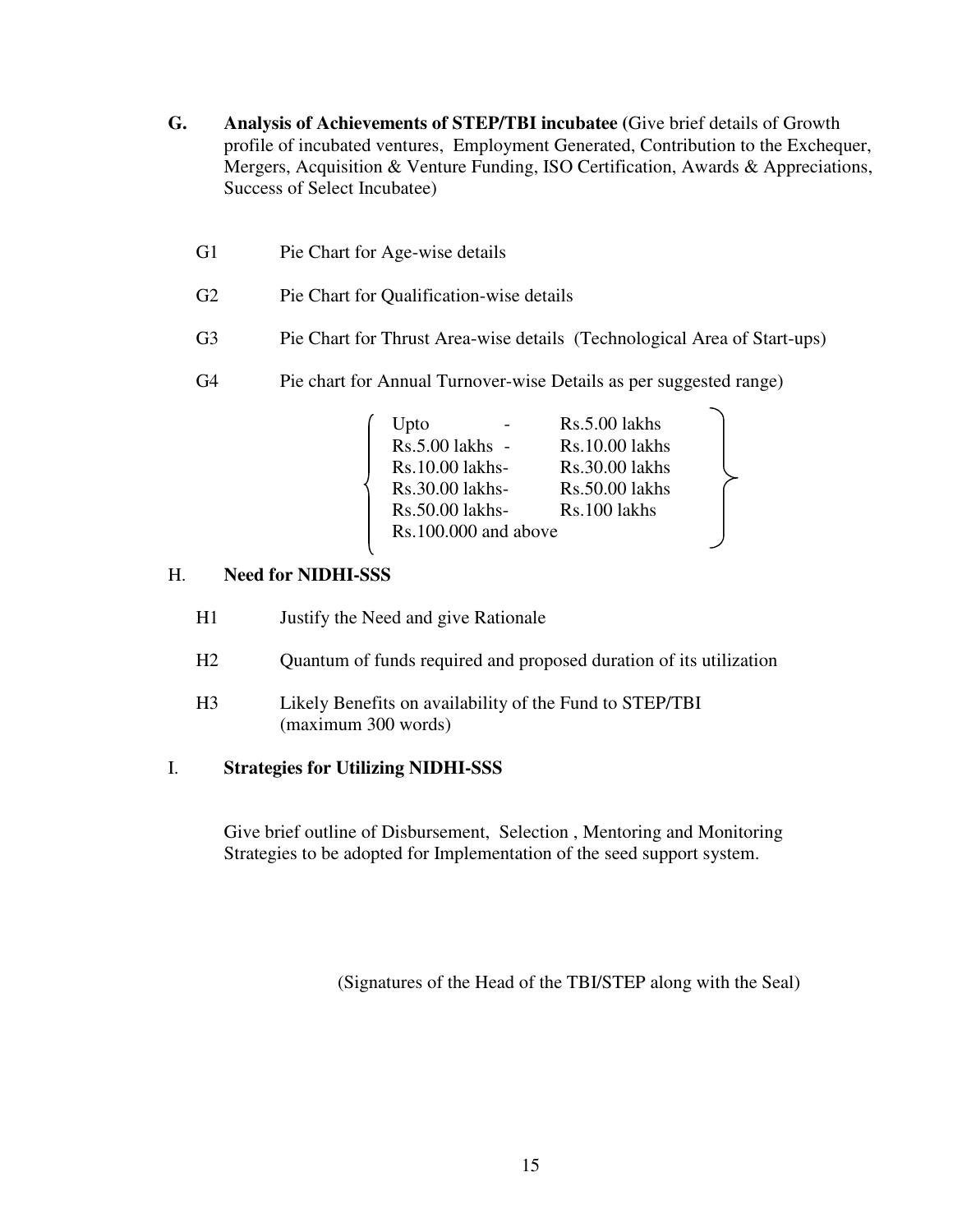**G. Analysis of Achievements of STEP/TBI incubatee (**Give brief details of Growth profile of incubated ventures, Employment Generated, Contribution to the Exchequer, Mergers, Acquisition & Venture Funding, ISO Certification, Awards & Appreciations, Success of Select Incubatee)

G1 Pie Chart for Age-wise details

G2 Pie Chart for Qualification-wise details

G3 Pie Chart for Thrust Area-wise details (Technological Area of Start-ups)

G4 Pie chart for Annual Turnover-wise Details as per suggested range)

| | | |
|---|---|---|
| Upto | - | Rs.5.00 lakhs |
| Rs.5.00 lakhs | - | Rs.10.00 lakhs |
| Rs.10.00 lakhs- | | Rs.30.00 lakhs |
| Rs.30.00 lakhs- | | Rs.50.00 lakhs |
| Rs.50.00 lakhs- | | Rs.100 lakhs |
| Rs.100.000 and above | | |

H. **Need for NIDHI-SSS**

H1 Justify the Need and give Rationale

H2 Quantum of funds required and proposed duration of its utilization

H3 Likely Benefits on availability of the Fund to STEP/TBI (maximum 300 words)

I. **Strategies for Utilizing NIDHI-SSS**

Give brief outline of Disbursement, Selection , Mentoring and Monitoring Strategies to be adopted for Implementation of the seed support system.

(Signatures of the Head of the TBI/STEP along with the Seal)